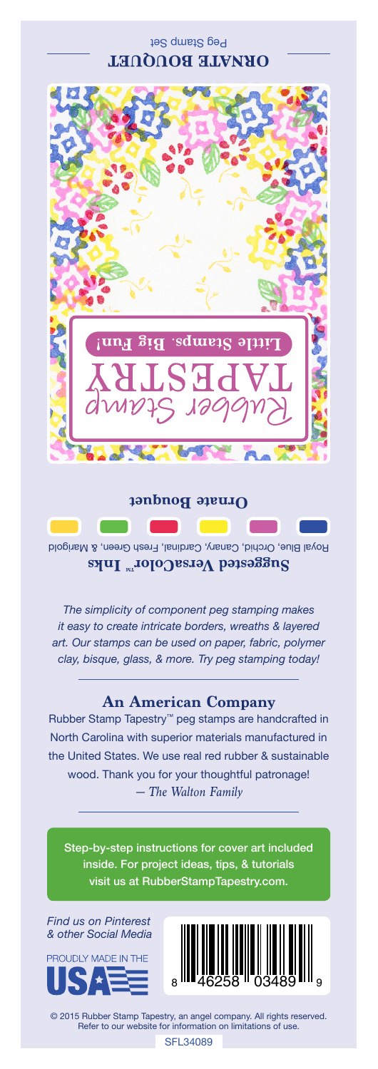Peg Stamp Set

**ORNATE BOUQUET**

Rubber Stamp

TAPESTRY

**Little Stamps. Big Fun!**

**Ornate Bouquet**

**Suggested VersaColor™ Inks**

Royal Blue, Orchid, Canary, Cardinal, Fresh Green, & Marigold

*The simplicity of component peg stamping makes it easy to create intricate borders, wreaths & layered art. Our stamps can be used on paper, fabric, polymer clay, bisque, glass, & more. Try peg stamping today!*

## An American Company

Rubber Stamp Tapestry™ peg stamps are handcrafted in North Carolina with superior materials manufactured in the United States. We use real red rubber & sustainable wood. Thank you for your thoughtful patronage!
*— The Walton Family*

Step-by-step instructions for cover art included inside. For project ideas, tips, & tutorials visit us at RubberStampTapestry.com.

*Find us on Pinterest & other Social Media*

PROUDLY MADE IN THE USA

8 46258 03489 9

© 2015 Rubber Stamp Tapestry, an angel company. All rights reserved. Refer to our website for information on limitations of use.

SFL34089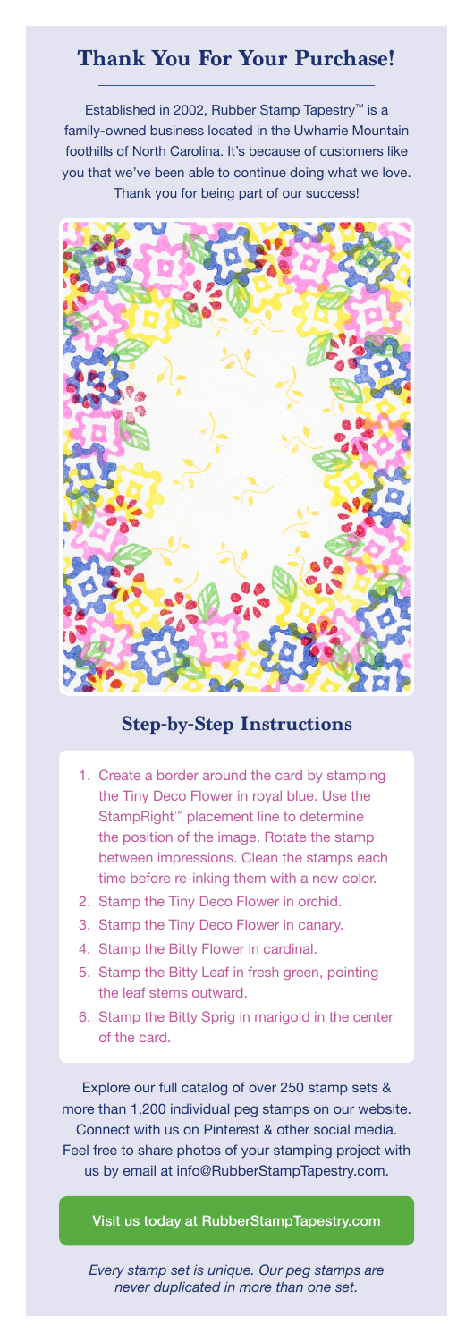## Thank You For Your Purchase!

Established in 2002, Rubber Stamp Tapestry™ is a family-owned business located in the Uwharrie Mountain foothills of North Carolina. It's because of customers like you that we've been able to continue doing what we love. Thank you for being part of our success!

## Step-by-Step Instructions

1. Create a border around the card by stamping the Tiny Deco Flower in royal blue. Use the StampRight™ placement line to determine the position of the image. Rotate the stamp between impressions. Clean the stamps each time before re-inking them with a new color.
2. Stamp the Tiny Deco Flower in orchid.
3. Stamp the Tiny Deco Flower in canary.
4. Stamp the Bitty Flower in cardinal.
5. Stamp the Bitty Leaf in fresh green, pointing the leaf stems outward.
6. Stamp the Bitty Sprig in marigold in the center of the card.

Explore our full catalog of over 250 stamp sets & more than 1,200 individual peg stamps on our website. Connect with us on Pinterest & other social media. Feel free to share photos of your stamping project with us by email at info@RubberStampTapestry.com.

Visit us today at RubberStampTapestry.com

*Every stamp set is unique. Our peg stamps are never duplicated in more than one set.*